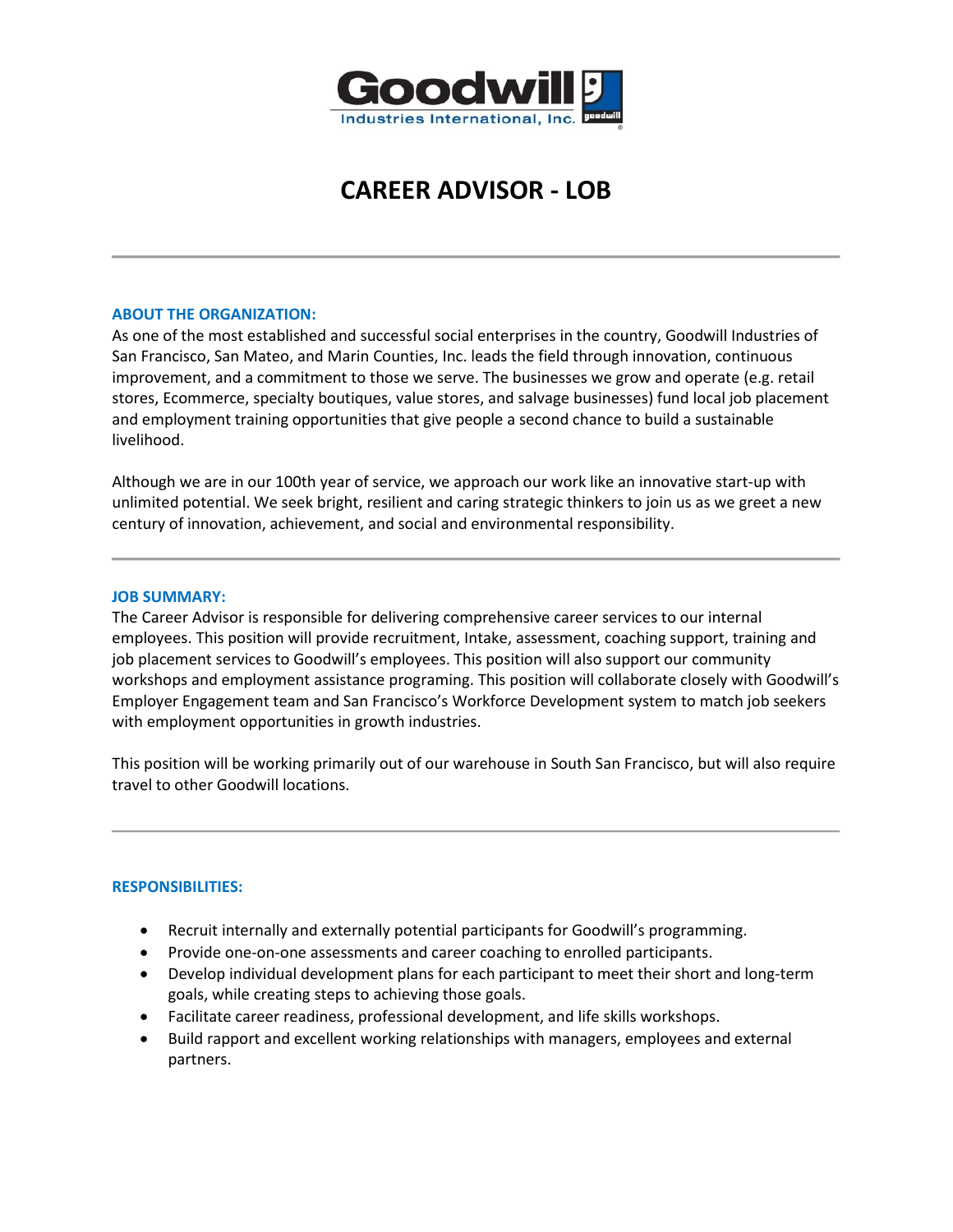# CAREER ADVISOR - LOB

---

### ABOUT THE ORGANIZATION:

As one of the most established and successful social enterprises in the country, Goodwill Industries of San Francisco, San Mateo, and Marin Counties, Inc. leads the field through innovation, continuous improvement, and a commitment to those we serve. The businesses we grow and operate (e.g. retail stores, Ecommerce, specialty boutiques, value stores, and salvage businesses) fund local job placement and employment training opportunities that give people a second chance to build a sustainable livelihood.

Although we are in our 100th year of service, we approach our work like an innovative start-up with unlimited potential. We seek bright, resilient and caring strategic thinkers to join us as we greet a new century of innovation, achievement, and social and environmental responsibility.

---

### JOB SUMMARY:

The Career Advisor is responsible for delivering comprehensive career services to our internal employees. This position will provide recruitment, Intake, assessment, coaching support, training and job placement services to Goodwill's employees. This position will also support our community workshops and employment assistance programing. This position will collaborate closely with Goodwill's Employer Engagement team and San Francisco's Workforce Development system to match job seekers with employment opportunities in growth industries.

This position will be working primarily out of our warehouse in South San Francisco, but will also require travel to other Goodwill locations.

---

### RESPONSIBILITIES:

- Recruit internally and externally potential participants for Goodwill's programming.
- Provide one-on-one assessments and career coaching to enrolled participants.
- Develop individual development plans for each participant to meet their short and long-term goals, while creating steps to achieving those goals.
- Facilitate career readiness, professional development, and life skills workshops.
- Build rapport and excellent working relationships with managers, employees and external partners.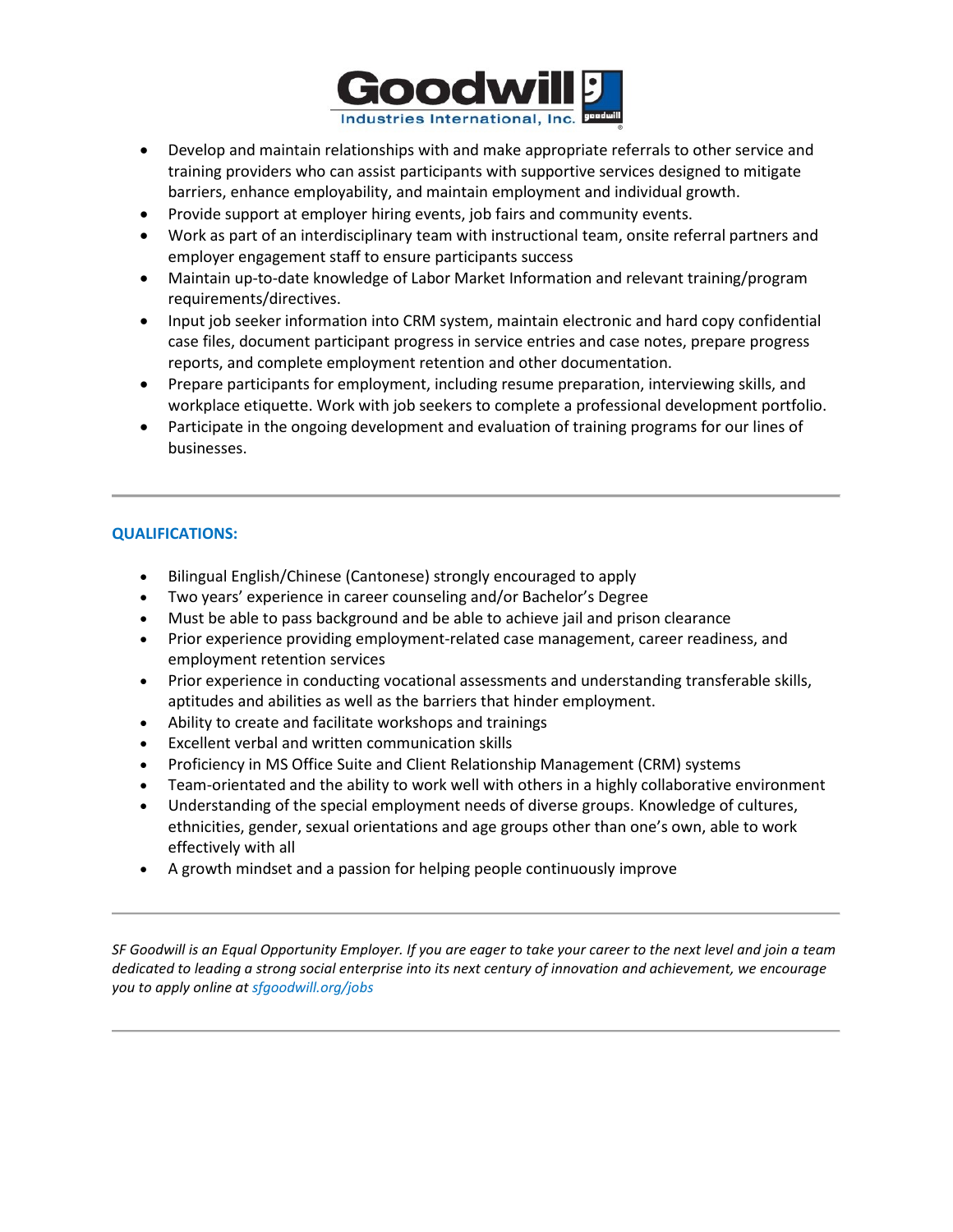- Develop and maintain relationships with and make appropriate referrals to other service and training providers who can assist participants with supportive services designed to mitigate barriers, enhance employability, and maintain employment and individual growth.
- Provide support at employer hiring events, job fairs and community events.
- Work as part of an interdisciplinary team with instructional team, onsite referral partners and employer engagement staff to ensure participants success
- Maintain up-to-date knowledge of Labor Market Information and relevant training/program requirements/directives.
- Input job seeker information into CRM system, maintain electronic and hard copy confidential case files, document participant progress in service entries and case notes, prepare progress reports, and complete employment retention and other documentation.
- Prepare participants for employment, including resume preparation, interviewing skills, and workplace etiquette. Work with job seekers to complete a professional development portfolio.
- Participate in the ongoing development and evaluation of training programs for our lines of businesses.

---

**QUALIFICATIONS:**

- Bilingual English/Chinese (Cantonese) strongly encouraged to apply
- Two years' experience in career counseling and/or Bachelor's Degree
- Must be able to pass background and be able to achieve jail and prison clearance
- Prior experience providing employment-related case management, career readiness, and employment retention services
- Prior experience in conducting vocational assessments and understanding transferable skills, aptitudes and abilities as well as the barriers that hinder employment.
- Ability to create and facilitate workshops and trainings
- Excellent verbal and written communication skills
- Proficiency in MS Office Suite and Client Relationship Management (CRM) systems
- Team-orientated and the ability to work well with others in a highly collaborative environment
- Understanding of the special employment needs of diverse groups. Knowledge of cultures, ethnicities, gender, sexual orientations and age groups other than one's own, able to work effectively with all
- A growth mindset and a passion for helping people continuously improve

---

*SF Goodwill is an Equal Opportunity Employer. If you are eager to take your career to the next level and join a team dedicated to leading a strong social enterprise into its next century of innovation and achievement, we encourage you to apply online at sfgoodwill.org/jobs*

---